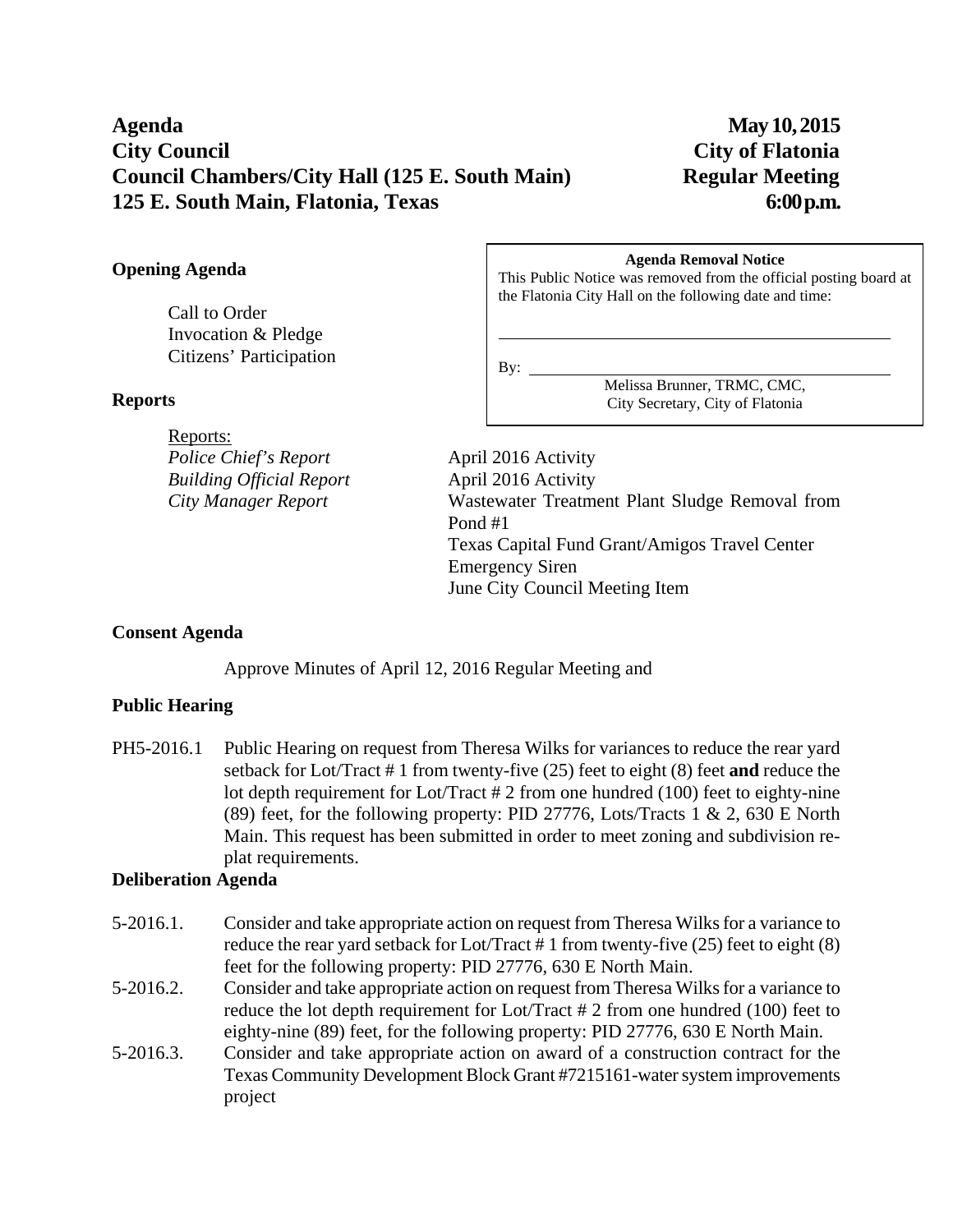**Agenda** **May 10, 2015**
**City Council** **City of Flatonia**
**Council Chambers/City Hall (125 E. South Main)** **Regular Meeting**
**125 E. South Main, Flatonia, Texas** **6:00 p.m.**

**Agenda Removal Notice**
This Public Notice was removed from the official posting board at the Flatonia City Hall on the following date and time:

\_\_\_\_\_\_\_\_\_\_\_\_\_\_\_\_\_\_\_\_\_\_\_\_\_\_\_\_\_\_\_\_\_\_\_\_\_\_\_\_

By: \_\_\_\_\_\_\_\_\_\_\_\_\_\_\_\_\_\_\_\_\_\_\_\_\_\_\_\_\_\_\_\_\_\_\_\_\_\_
Melissa Brunner, TRMC, CMC,
City Secretary, City of Flatonia

## Opening Agenda

Call to Order
Invocation & Pledge
Citizens' Participation

## Reports

Reports:

| | |
|---|---|
| *Police Chief's Report* | April 2016 Activity |
| *Building Official Report* | April 2016 Activity |
| *City Manager Report* | Wastewater Treatment Plant Sludge Removal from Pond #1 |
| | Texas Capital Fund Grant/Amigos Travel Center |
| | Emergency Siren |
| | June City Council Meeting Item |

## Consent Agenda

Approve Minutes of April 12, 2016 Regular Meeting and

## Public Hearing

PH5-2016.1 Public Hearing on request from Theresa Wilks for variances to reduce the rear yard setback for Lot/Tract # 1 from twenty-five (25) feet to eight (8) feet **and** reduce the lot depth requirement for Lot/Tract # 2 from one hundred (100) feet to eighty-nine (89) feet, for the following property: PID 27776, Lots/Tracts 1 & 2, 630 E North Main. This request has been submitted in order to meet zoning and subdivision re-plat requirements.

## Deliberation Agenda

5-2016.1. Consider and take appropriate action on request from Theresa Wilks for a variance to reduce the rear yard setback for Lot/Tract # 1 from twenty-five (25) feet to eight (8) feet for the following property: PID 27776, 630 E North Main.

5-2016.2. Consider and take appropriate action on request from Theresa Wilks for a variance to reduce the lot depth requirement for Lot/Tract # 2 from one hundred (100) feet to eighty-nine (89) feet, for the following property: PID 27776, 630 E North Main.

5-2016.3. Consider and take appropriate action on award of a construction contract for the Texas Community Development Block Grant #7215161-water system improvements project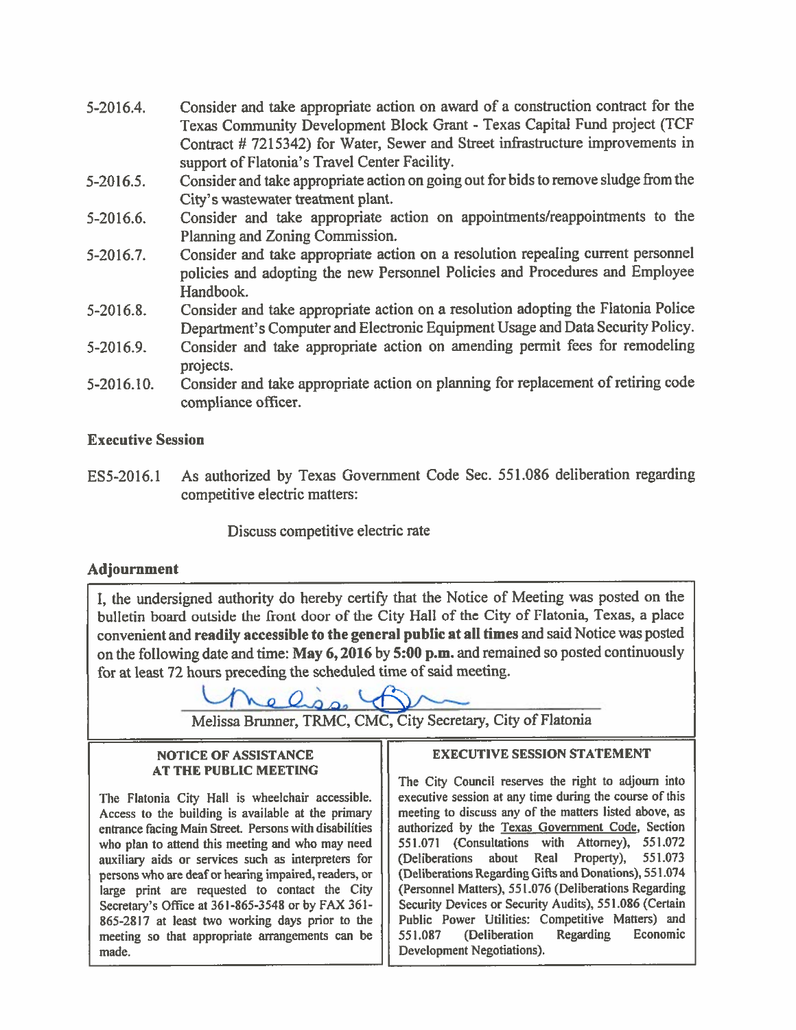5-2016.4. Consider and take appropriate action on award of a construction contract for the Texas Community Development Block Grant - Texas Capital Fund project (TCF Contract # 7215342) for Water, Sewer and Street infrastructure improvements in support of Flatonia's Travel Center Facility.

5-2016.5. Consider and take appropriate action on going out for bids to remove sludge from the City's wastewater treatment plant.

5-2016.6. Consider and take appropriate action on appointments/reappointments to the Planning and Zoning Commission.

5-2016.7. Consider and take appropriate action on a resolution repealing current personnel policies and adopting the new Personnel Policies and Procedures and Employee Handbook.

5-2016.8. Consider and take appropriate action on a resolution adopting the Flatonia Police Department's Computer and Electronic Equipment Usage and Data Security Policy.

5-2016.9. Consider and take appropriate action on amending permit fees for remodeling projects.

5-2016.10. Consider and take appropriate action on planning for replacement of retiring code compliance officer.

**Executive Session**

ES5-2016.1 As authorized by Texas Government Code Sec. 551.086 deliberation regarding competitive electric matters:

Discuss competitive electric rate

## Adjournment

I, the undersigned authority do hereby certify that the Notice of Meeting was posted on the bulletin board outside the front door of the City Hall of the City of Flatonia, Texas, a place convenient and **readily accessible to the general public at all times** and said Notice was posted on the following date and time: **May 6, 2016** by **5:00 p.m.** and remained so posted continuously for at least 72 hours preceding the scheduled time of said meeting.

Melissa Brunner, TRMC, CMC, City Secretary, City of Flatonia

**NOTICE OF ASSISTANCE AT THE PUBLIC MEETING**

The Flatonia City Hall is wheelchair accessible. Access to the building is available at the primary entrance facing Main Street. Persons with disabilities who plan to attend this meeting and who may need auxiliary aids or services such as interpreters for persons who are deaf or hearing impaired, readers, or large print are requested to contact the City Secretary's Office at 361-865-3548 or by FAX 361-865-2817 at least two working days prior to the meeting so that appropriate arrangements can be made.

**EXECUTIVE SESSION STATEMENT**

The City Council reserves the right to adjourn into executive session at any time during the course of this meeting to discuss any of the matters listed above, as authorized by the Texas Government Code, Section 551.071 (Consultations with Attorney), 551.072 (Deliberations about Real Property), 551.073 (Deliberations Regarding Gifts and Donations), 551.074 (Personnel Matters), 551.076 (Deliberations Regarding Security Devices or Security Audits), 551.086 (Certain Public Power Utilities: Competitive Matters) and 551.087 (Deliberation Regarding Economic Development Negotiations).